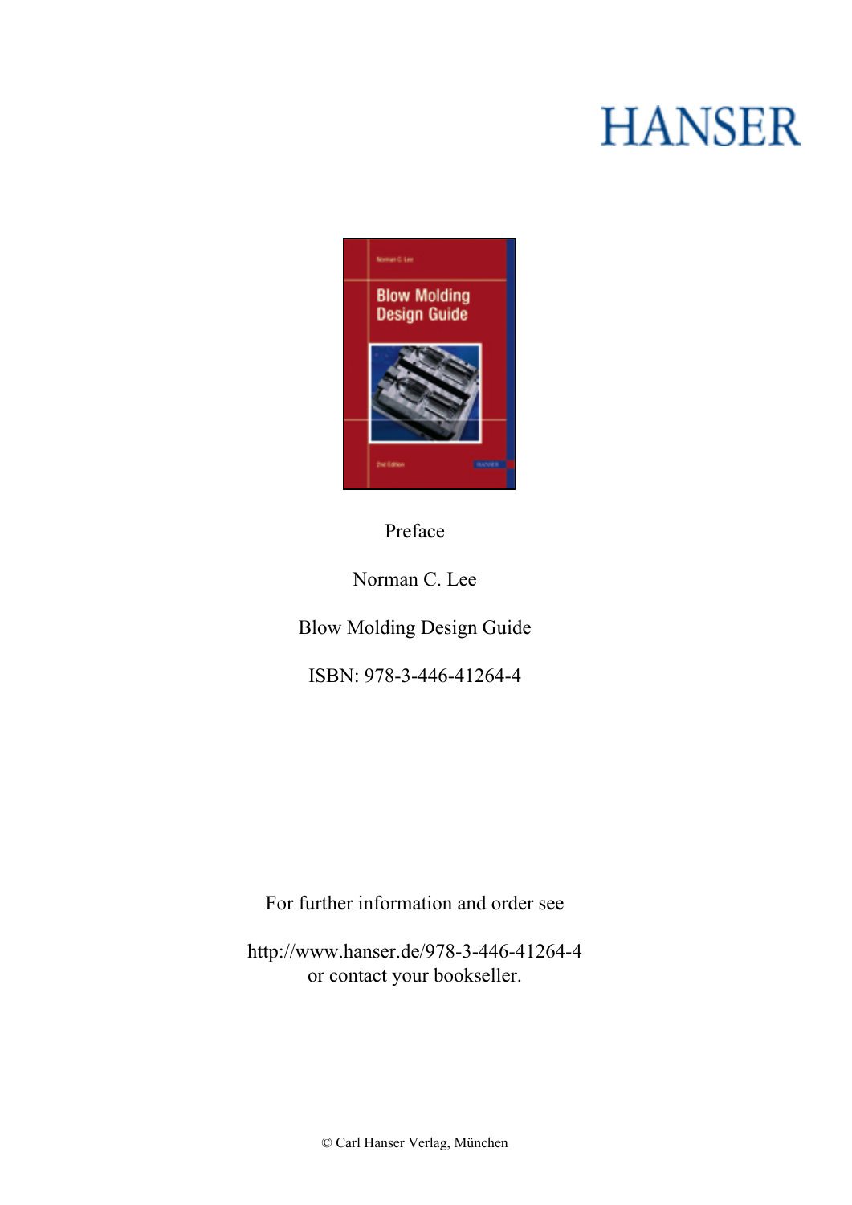HANSER

Preface

Norman C. Lee

Blow Molding Design Guide

ISBN: 978-3-446-41264-4

For further information and order see

http://www.hanser.de/978-3-446-41264-4
or contact your bookseller.

© Carl Hanser Verlag, München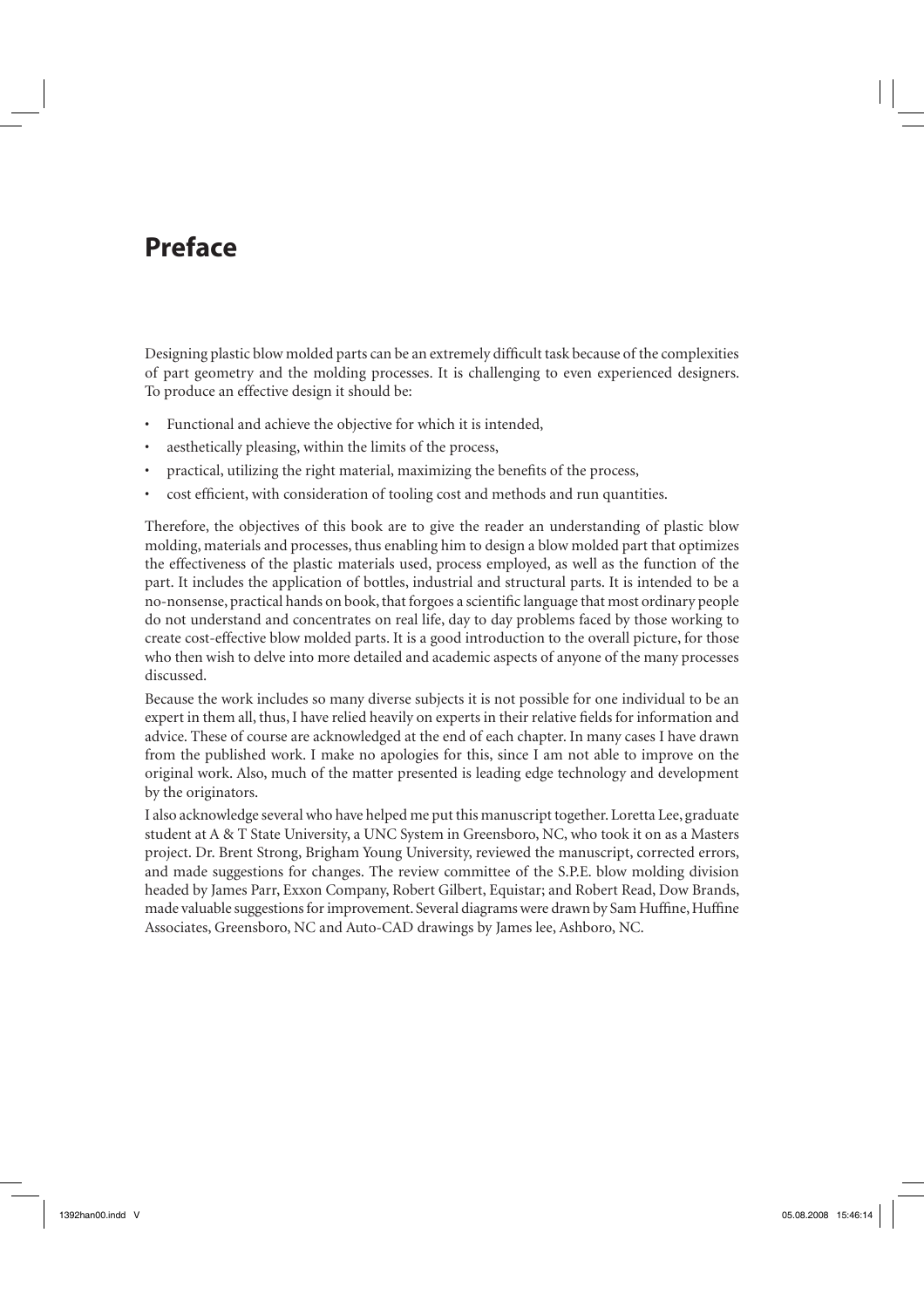# Preface

Designing plastic blow molded parts can be an extremely difficult task because of the complexities of part geometry and the molding processes. It is challenging to even experienced designers. To produce an effective design it should be:

- Functional and achieve the objective for which it is intended,
- aesthetically pleasing, within the limits of the process,
- practical, utilizing the right material, maximizing the benefits of the process,
- cost efficient, with consideration of tooling cost and methods and run quantities.

Therefore, the objectives of this book are to give the reader an understanding of plastic blow molding, materials and processes, thus enabling him to design a blow molded part that optimizes the effectiveness of the plastic materials used, process employed, as well as the function of the part. It includes the application of bottles, industrial and structural parts. It is intended to be a no-nonsense, practical hands on book, that forgoes a scientific language that most ordinary people do not understand and concentrates on real life, day to day problems faced by those working to create cost-effective blow molded parts. It is a good introduction to the overall picture, for those who then wish to delve into more detailed and academic aspects of anyone of the many processes discussed.

Because the work includes so many diverse subjects it is not possible for one individual to be an expert in them all, thus, I have relied heavily on experts in their relative fields for information and advice. These of course are acknowledged at the end of each chapter. In many cases I have drawn from the published work. I make no apologies for this, since I am not able to improve on the original work. Also, much of the matter presented is leading edge technology and development by the originators.

I also acknowledge several who have helped me put this manuscript together. Loretta Lee, graduate student at A & T State University, a UNC System in Greensboro, NC, who took it on as a Masters project. Dr. Brent Strong, Brigham Young University, reviewed the manuscript, corrected errors, and made suggestions for changes. The review committee of the S.P.E. blow molding division headed by James Parr, Exxon Company, Robert Gilbert, Equistar; and Robert Read, Dow Brands, made valuable suggestions for improvement. Several diagrams were drawn by Sam Huffine, Huffine Associates, Greensboro, NC and Auto-CAD drawings by James lee, Ashboro, NC.